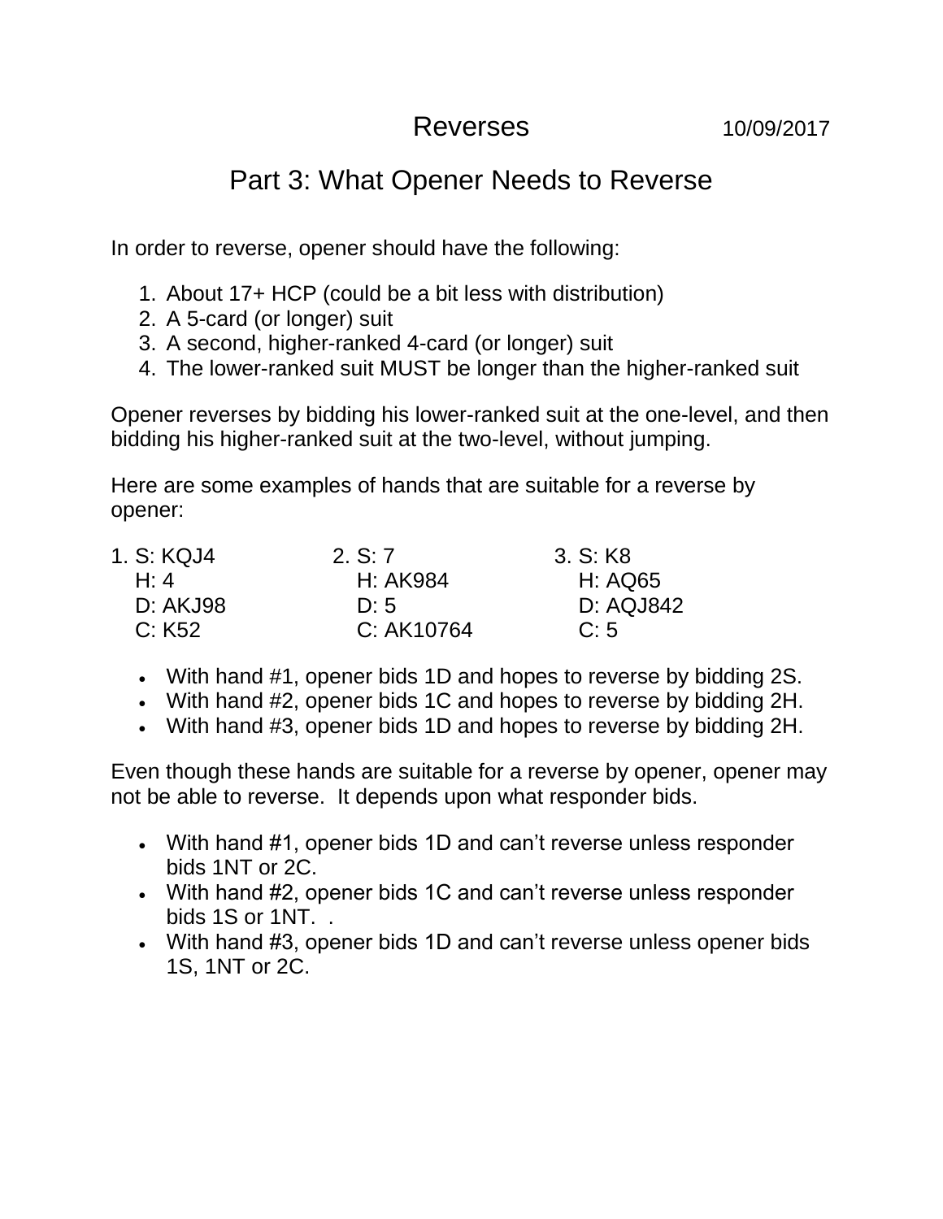# Reverses

10/09/2017

## Part 3: What Opener Needs to Reverse

In order to reverse, opener should have the following:

1. About 17+ HCP (could be a bit less with distribution)
2. A 5-card (or longer) suit
3. A second, higher-ranked 4-card (or longer) suit
4. The lower-ranked suit MUST be longer than the higher-ranked suit

Opener reverses by bidding his lower-ranked suit at the one-level, and then bidding his higher-ranked suit at the two-level, without jumping.

Here are some examples of hands that are suitable for a reverse by opener:

| 1. | 2. | 3. |
|---|---|---|
| S: KQJ4 | S: 7 | S: K8 |
| H: 4 | H: AK984 | H: AQ65 |
| D: AKJ98 | D: 5 | D: AQJ842 |
| C: K52 | C: AK10764 | C: 5 |

- With hand #1, opener bids 1D and hopes to reverse by bidding 2S.
- With hand #2, opener bids 1C and hopes to reverse by bidding 2H.
- With hand #3, opener bids 1D and hopes to reverse by bidding 2H.

Even though these hands are suitable for a reverse by opener, opener may not be able to reverse. It depends upon what responder bids.

- With hand #1, opener bids 1D and can't reverse unless responder bids 1NT or 2C.
- With hand #2, opener bids 1C and can't reverse unless responder bids 1S or 1NT. .
- With hand #3, opener bids 1D and can't reverse unless opener bids 1S, 1NT or 2C.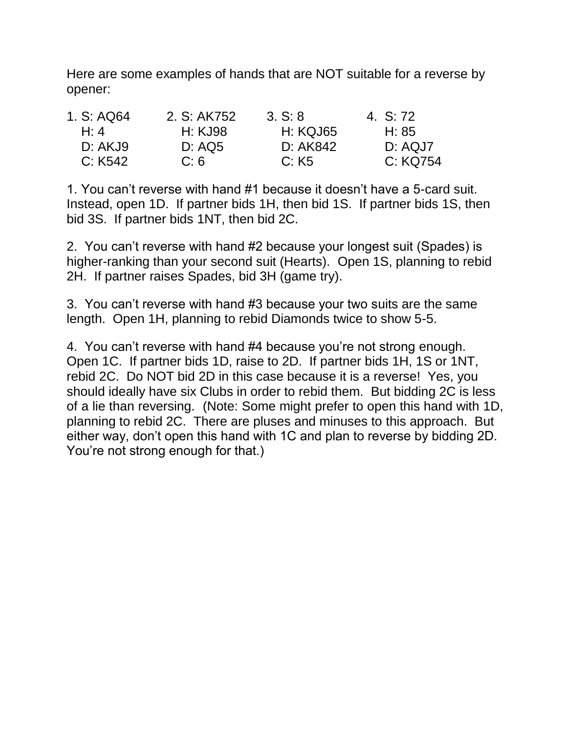Here are some examples of hands that are NOT suitable for a reverse by opener:

| | | | |
|---|---|---|---|
| 1. S: AQ64 | 2. S: AK752 | 3. S: 8 | 4. S: 72 |
| H: 4 | H: KJ98 | H: KQJ65 | H: 85 |
| D: AKJ9 | D: AQ5 | D: AK842 | D: AQJ7 |
| C: K542 | C: 6 | C: K5 | C: KQ754 |

1. You can't reverse with hand #1 because it doesn't have a 5-card suit. Instead, open 1D. If partner bids 1H, then bid 1S. If partner bids 1S, then bid 3S. If partner bids 1NT, then bid 2C.

2. You can't reverse with hand #2 because your longest suit (Spades) is higher-ranking than your second suit (Hearts). Open 1S, planning to rebid 2H. If partner raises Spades, bid 3H (game try).

3. You can't reverse with hand #3 because your two suits are the same length. Open 1H, planning to rebid Diamonds twice to show 5-5.

4. You can't reverse with hand #4 because you're not strong enough. Open 1C. If partner bids 1D, raise to 2D. If partner bids 1H, 1S or 1NT, rebid 2C. Do NOT bid 2D in this case because it is a reverse! Yes, you should ideally have six Clubs in order to rebid them. But bidding 2C is less of a lie than reversing. (Note: Some might prefer to open this hand with 1D, planning to rebid 2C. There are pluses and minuses to this approach. But either way, don't open this hand with 1C and plan to reverse by bidding 2D. You're not strong enough for that.)